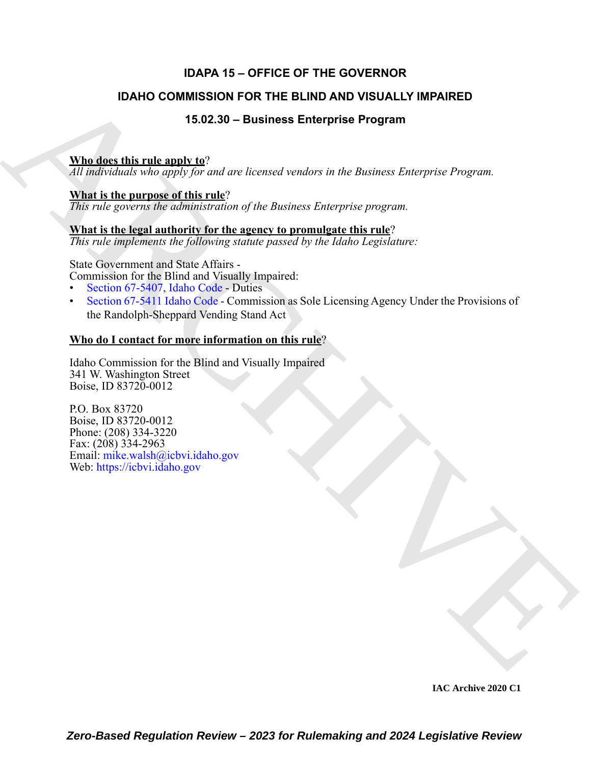# IDAPA 15 – OFFICE OF THE GOVERNOR

## IDAHO COMMISSION FOR THE BLIND AND VISUALLY IMPAIRED

### 15.02.30 – Business Enterprise Program

**Who does this rule apply to**?
*All individuals who apply for and are licensed vendors in the Business Enterprise Program.*

**What is the purpose of this rule**?
*This rule governs the administration of the Business Enterprise program.*

**What is the legal authority for the agency to promulgate this rule**?
*This rule implements the following statute passed by the Idaho Legislature:*

State Government and State Affairs -
Commission for the Blind and Visually Impaired:
- Section 67-5407, Idaho Code - Duties
- Section 67-5411 Idaho Code - Commission as Sole Licensing Agency Under the Provisions of the Randolph-Sheppard Vending Stand Act

**Who do I contact for more information on this rule**?

Idaho Commission for the Blind and Visually Impaired
341 W. Washington Street
Boise, ID 83720-0012

P.O. Box 83720
Boise, ID 83720-0012
Phone: (208) 334-3220
Fax: (208) 334-2963
Email: mike.walsh@icbvi.idaho.gov
Web: https://icbvi.idaho.gov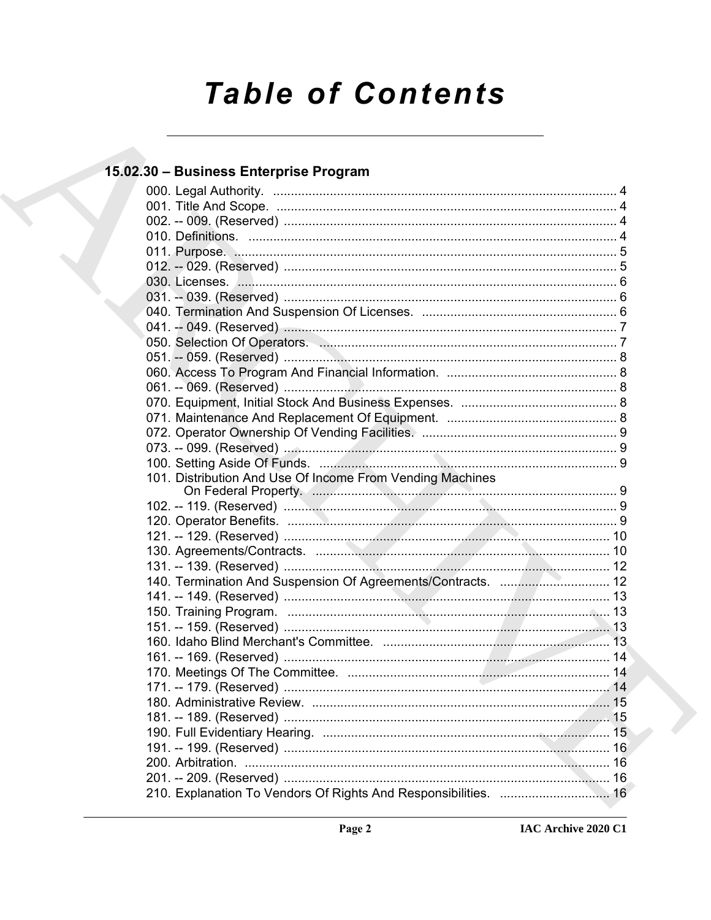# Table of Contents

## 15.02.30 – Business Enterprise Program

000. Legal Authority. ........................................................................................ 4
001. Title And Scope. ........................................................................................ 4
002. -- 009. (Reserved) ........................................................................................ 4
010. Definitions. ........................................................................................ 4
011. Purpose. ........................................................................................ 5
012. -- 029. (Reserved) ........................................................................................ 5
030. Licenses. ........................................................................................ 6
031. -- 039. (Reserved) ........................................................................................ 6
040. Termination And Suspension Of Licenses. ........................................................................................ 6
041. -- 049. (Reserved) ........................................................................................ 7
050. Selection Of Operators. ........................................................................................ 7
051. -- 059. (Reserved) ........................................................................................ 8
060. Access To Program And Financial Information. ........................................................................................ 8
061. -- 069. (Reserved) ........................................................................................ 8
070. Equipment, Initial Stock And Business Expenses. ........................................................................................ 8
071. Maintenance And Replacement Of Equipment. ........................................................................................ 8
072. Operator Ownership Of Vending Facilities. ........................................................................................ 9
073. -- 099. (Reserved) ........................................................................................ 9
100. Setting Aside Of Funds. ........................................................................................ 9
101. Distribution And Use Of Income From Vending Machines On Federal Property. ........................................................................................ 9
102. -- 119. (Reserved) ........................................................................................ 9
120. Operator Benefits. ........................................................................................ 9
121. -- 129. (Reserved) ........................................................................................ 10
130. Agreements/Contracts. ........................................................................................ 10
131. -- 139. (Reserved) ........................................................................................ 12
140. Termination And Suspension Of Agreements/Contracts. ........................................................................................ 12
141. -- 149. (Reserved) ........................................................................................ 13
150. Training Program. ........................................................................................ 13
151. -- 159. (Reserved) ........................................................................................ 13
160. Idaho Blind Merchant's Committee. ........................................................................................ 13
161. -- 169. (Reserved) ........................................................................................ 14
170. Meetings Of The Committee. ........................................................................................ 14
171. -- 179. (Reserved) ........................................................................................ 14
180. Administrative Review. ........................................................................................ 15
181. -- 189. (Reserved) ........................................................................................ 15
190. Full Evidentiary Hearing. ........................................................................................ 15
191. -- 199. (Reserved) ........................................................................................ 16
200. Arbitration. ........................................................................................ 16
201. -- 209. (Reserved) ........................................................................................ 16
210. Explanation To Vendors Of Rights And Responsibilities. ........................................................................................ 16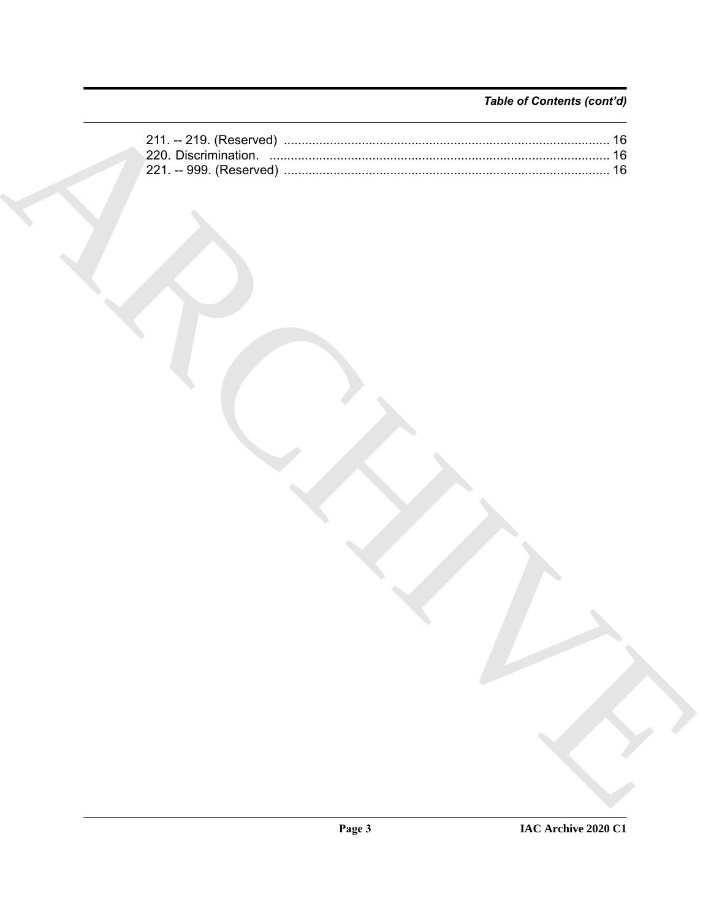*Table of Contents (cont'd)*

211. -- 219. (Reserved) ........................................................................................... 16
220. Discrimination. ............................................................................................... 16
221. -- 999. (Reserved) ........................................................................................... 16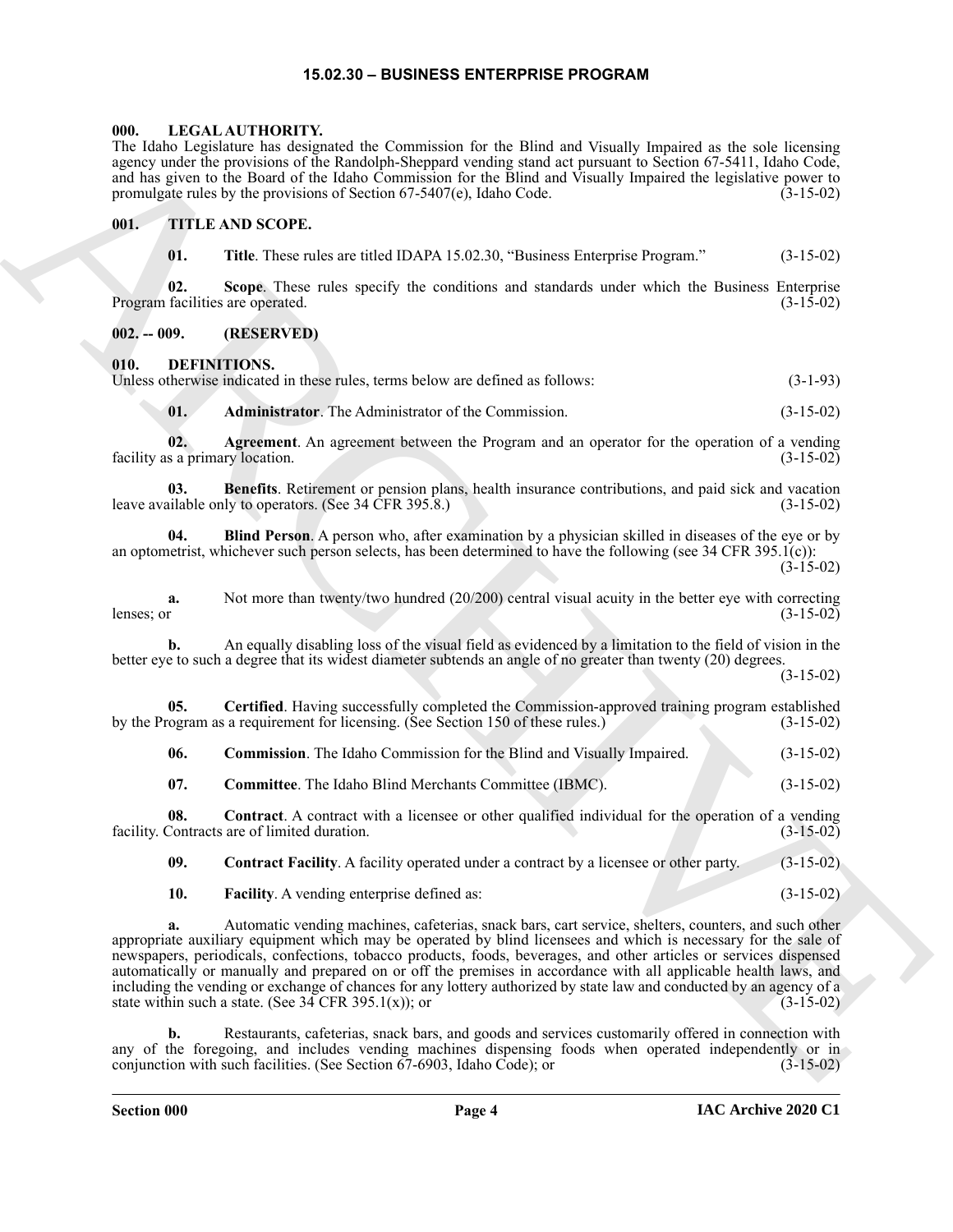# 15.02.30 – BUSINESS ENTERPRISE PROGRAM

## 000. LEGAL AUTHORITY.

The Idaho Legislature has designated the Commission for the Blind and Visually Impaired as the sole licensing agency under the provisions of the Randolph-Sheppard vending stand act pursuant to Section 67-5411, Idaho Code, and has given to the Board of the Idaho Commission for the Blind and Visually Impaired the legislative power to promulgate rules by the provisions of Section 67-5407(e), Idaho Code. (3-15-02)

## 001. TITLE AND SCOPE.

**01. Title**. These rules are titled IDAPA 15.02.30, "Business Enterprise Program." (3-15-02)

**02. Scope**. These rules specify the conditions and standards under which the Business Enterprise Program facilities are operated. (3-15-02)

## 002. -- 009. (RESERVED)

## 010. DEFINITIONS.

Unless otherwise indicated in these rules, terms below are defined as follows: (3-1-93)

**01. Administrator**. The Administrator of the Commission. (3-15-02)

**02. Agreement**. An agreement between the Program and an operator for the operation of a vending facility as a primary location. (3-15-02)

**03. Benefits**. Retirement or pension plans, health insurance contributions, and paid sick and vacation leave available only to operators. (See 34 CFR 395.8.) (3-15-02)

**04. Blind Person**. A person who, after examination by a physician skilled in diseases of the eye or by an optometrist, whichever such person selects, has been determined to have the following (see 34 CFR 395.1(c)): (3-15-02)

**a.** Not more than twenty/two hundred (20/200) central visual acuity in the better eye with correcting lenses; or (3-15-02)

**b.** An equally disabling loss of the visual field as evidenced by a limitation to the field of vision in the better eye to such a degree that its widest diameter subtends an angle of no greater than twenty (20) degrees. (3-15-02)

**05. Certified**. Having successfully completed the Commission-approved training program established by the Program as a requirement for licensing. (See Section 150 of these rules.) (3-15-02)

**06. Commission**. The Idaho Commission for the Blind and Visually Impaired. (3-15-02)

**07. Committee**. The Idaho Blind Merchants Committee (IBMC). (3-15-02)

**08. Contract**. A contract with a licensee or other qualified individual for the operation of a vending facility. Contracts are of limited duration. (3-15-02)

**09. Contract Facility**. A facility operated under a contract by a licensee or other party. (3-15-02)

**10. Facility**. A vending enterprise defined as: (3-15-02)

**a.** Automatic vending machines, cafeterias, snack bars, cart service, shelters, counters, and such other appropriate auxiliary equipment which may be operated by blind licensees and which is necessary for the sale of newspapers, periodicals, confections, tobacco products, foods, beverages, and other articles or services dispensed automatically or manually and prepared on or off the premises in accordance with all applicable health laws, and including the vending or exchange of chances for any lottery authorized by state law and conducted by an agency of a state within such a state. (See 34 CFR 395.1(x)); or (3-15-02)

**b.** Restaurants, cafeterias, snack bars, and goods and services customarily offered in connection with any of the foregoing, and includes vending machines dispensing foods when operated independently or in conjunction with such facilities. (See Section 67-6903, Idaho Code); or (3-15-02)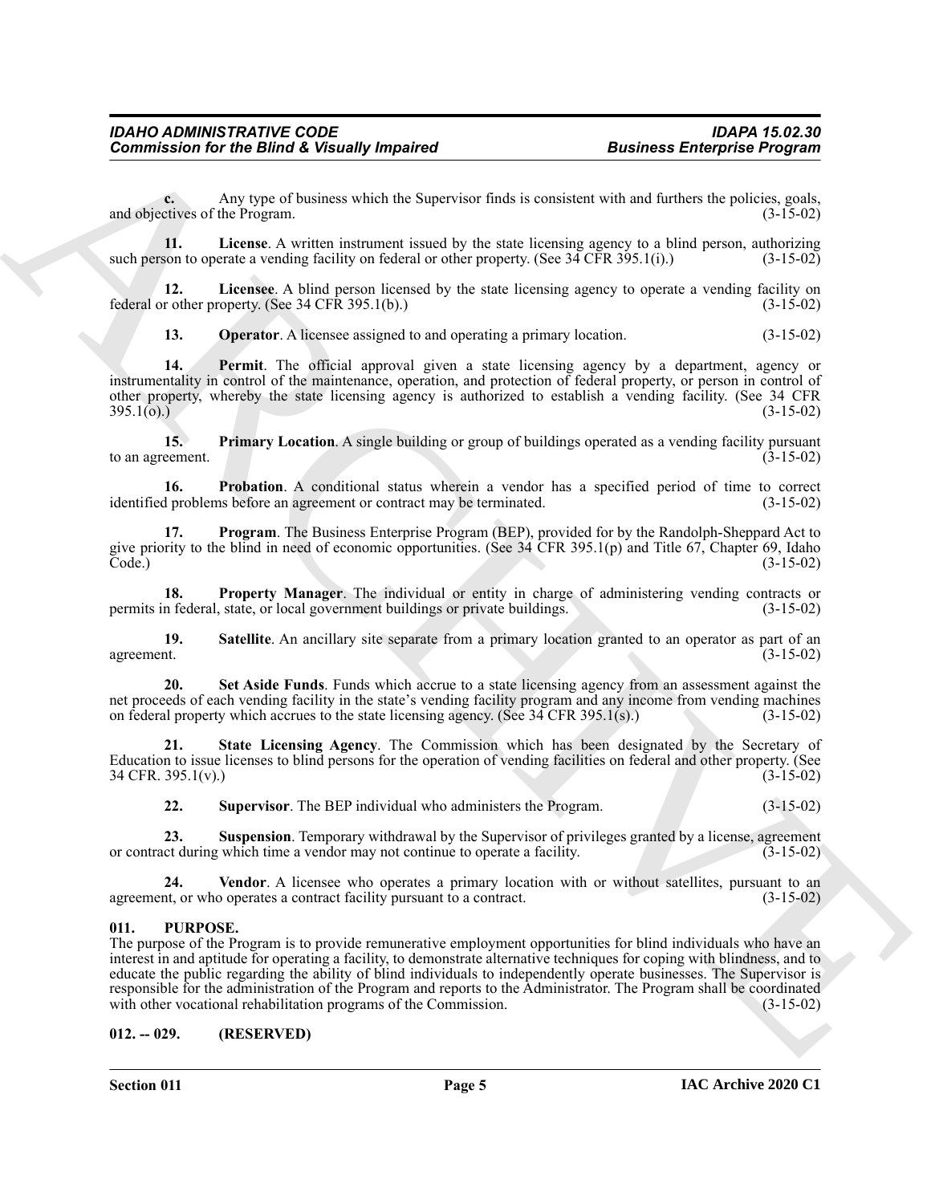**c.** Any type of business which the Supervisor finds is consistent with and furthers the policies, goals, and objectives of the Program. (3-15-02)

**11. License**. A written instrument issued by the state licensing agency to a blind person, authorizing such person to operate a vending facility on federal or other property. (See 34 CFR 395.1(i).) (3-15-02)

**12. Licensee**. A blind person licensed by the state licensing agency to operate a vending facility on federal or other property. (See 34 CFR 395.1(b).) (3-15-02)

**13. Operator**. A licensee assigned to and operating a primary location. (3-15-02)

**14. Permit**. The official approval given a state licensing agency by a department, agency or instrumentality in control of the maintenance, operation, and protection of federal property, or person in control of other property, whereby the state licensing agency is authorized to establish a vending facility. (See 34 CFR 395.1(o).) (3-15-02)

**15. Primary Location**. A single building or group of buildings operated as a vending facility pursuant to an agreement. (3-15-02)

**16. Probation**. A conditional status wherein a vendor has a specified period of time to correct identified problems before an agreement or contract may be terminated. (3-15-02)

**17. Program**. The Business Enterprise Program (BEP), provided for by the Randolph-Sheppard Act to give priority to the blind in need of economic opportunities. (See 34 CFR 395.1(p) and Title 67, Chapter 69, Idaho Code.) (3-15-02)

**18. Property Manager**. The individual or entity in charge of administering vending contracts or permits in federal, state, or local government buildings or private buildings. (3-15-02)

**19. Satellite**. An ancillary site separate from a primary location granted to an operator as part of an agreement. (3-15-02)

**20. Set Aside Funds**. Funds which accrue to a state licensing agency from an assessment against the net proceeds of each vending facility in the state's vending facility program and any income from vending machines on federal property which accrues to the state licensing agency. (See 34 CFR 395.1(s).) (3-15-02)

**21. State Licensing Agency**. The Commission which has been designated by the Secretary of Education to issue licenses to blind persons for the operation of vending facilities on federal and other property. (See 34 CFR. 395.1(v).) (3-15-02)

**22. Supervisor**. The BEP individual who administers the Program. (3-15-02)

**23. Suspension**. Temporary withdrawal by the Supervisor of privileges granted by a license, agreement or contract during which time a vendor may not continue to operate a facility. (3-15-02)

**24. Vendor**. A licensee who operates a primary location with or without satellites, pursuant to an agreement, or who operates a contract facility pursuant to a contract. (3-15-02)

## 011. PURPOSE.

The purpose of the Program is to provide remunerative employment opportunities for blind individuals who have an interest in and aptitude for operating a facility, to demonstrate alternative techniques for coping with blindness, and to educate the public regarding the ability of blind individuals to independently operate businesses. The Supervisor is responsible for the administration of the Program and reports to the Administrator. The Program shall be coordinated with other vocational rehabilitation programs of the Commission. (3-15-02)

## 012. -- 029. (RESERVED)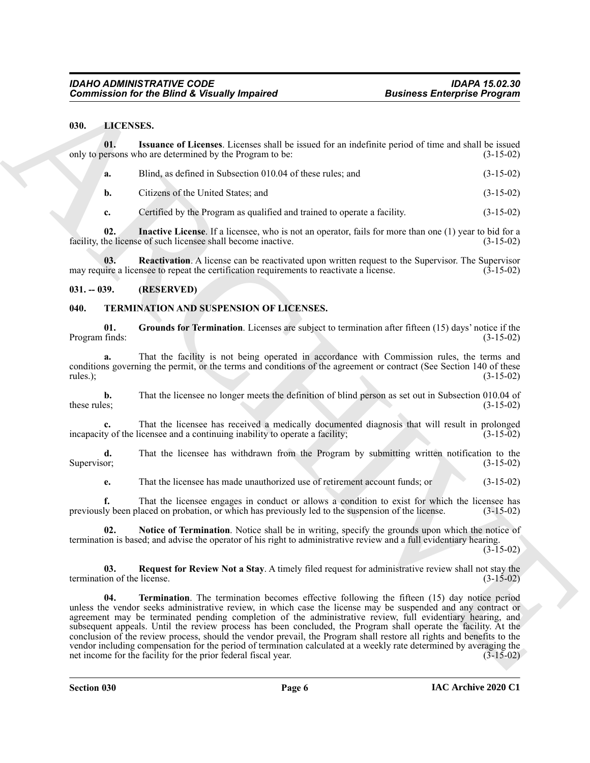## 030. LICENSES.

**01. Issuance of Licenses**. Licenses shall be issued for an indefinite period of time and shall be issued only to persons who are determined by the Program to be: (3-15-02)

**a.** Blind, as defined in Subsection 010.04 of these rules; and (3-15-02)

**b.** Citizens of the United States; and (3-15-02)

**c.** Certified by the Program as qualified and trained to operate a facility. (3-15-02)

**02. Inactive License**. If a licensee, who is not an operator, fails for more than one (1) year to bid for a facility, the license of such licensee shall become inactive. (3-15-02)

**03. Reactivation**. A license can be reactivated upon written request to the Supervisor. The Supervisor may require a licensee to repeat the certification requirements to reactivate a license. (3-15-02)

## 031. -- 039. (RESERVED)

## 040. TERMINATION AND SUSPENSION OF LICENSES.

**01. Grounds for Termination**. Licenses are subject to termination after fifteen (15) days' notice if the Program finds: (3-15-02)

**a.** That the facility is not being operated in accordance with Commission rules, the terms and conditions governing the permit, or the terms and conditions of the agreement or contract (See Section 140 of these rules.); (3-15-02)

**b.** That the licensee no longer meets the definition of blind person as set out in Subsection 010.04 of these rules; (3-15-02)

**c.** That the licensee has received a medically documented diagnosis that will result in prolonged incapacity of the licensee and a continuing inability to operate a facility; (3-15-02)

**d.** That the licensee has withdrawn from the Program by submitting written notification to the Supervisor; (3-15-02)

**e.** That the licensee has made unauthorized use of retirement account funds; or (3-15-02)

**f.** That the licensee engages in conduct or allows a condition to exist for which the licensee has previously been placed on probation, or which has previously led to the suspension of the license. (3-15-02)

**02. Notice of Termination**. Notice shall be in writing, specify the grounds upon which the notice of termination is based; and advise the operator of his right to administrative review and a full evidentiary hearing. (3-15-02)

**03. Request for Review Not a Stay**. A timely filed request for administrative review shall not stay the termination of the license. (3-15-02)

**04. Termination**. The termination becomes effective following the fifteen (15) day notice period unless the vendor seeks administrative review, in which case the license may be suspended and any contract or agreement may be terminated pending completion of the administrative review, full evidentiary hearing, and subsequent appeals. Until the review process has been concluded, the Program shall operate the facility. At the conclusion of the review process, should the vendor prevail, the Program shall restore all rights and benefits to the vendor including compensation for the period of termination calculated at a weekly rate determined by averaging the net income for the facility for the prior federal fiscal year. (3-15-02)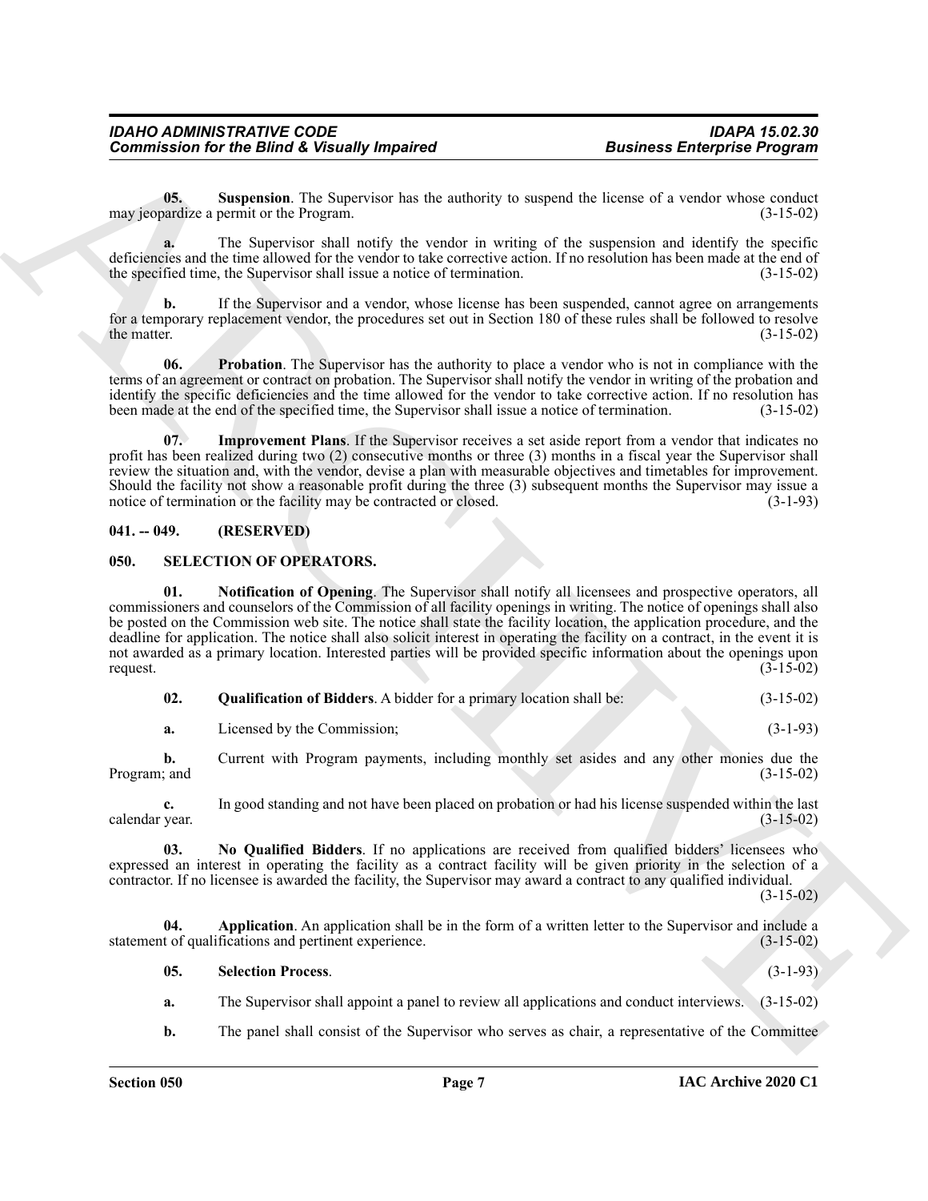**05. Suspension**. The Supervisor has the authority to suspend the license of a vendor whose conduct may jeopardize a permit or the Program. (3-15-02)

**a.** The Supervisor shall notify the vendor in writing of the suspension and identify the specific deficiencies and the time allowed for the vendor to take corrective action. If no resolution has been made at the end of the specified time, the Supervisor shall issue a notice of termination. (3-15-02)

**b.** If the Supervisor and a vendor, whose license has been suspended, cannot agree on arrangements for a temporary replacement vendor, the procedures set out in Section 180 of these rules shall be followed to resolve the matter. (3-15-02)

**06. Probation**. The Supervisor has the authority to place a vendor who is not in compliance with the terms of an agreement or contract on probation. The Supervisor shall notify the vendor in writing of the probation and identify the specific deficiencies and the time allowed for the vendor to take corrective action. If no resolution has been made at the end of the specified time, the Supervisor shall issue a notice of termination. (3-15-02)

**07. Improvement Plans**. If the Supervisor receives a set aside report from a vendor that indicates no profit has been realized during two (2) consecutive months or three (3) months in a fiscal year the Supervisor shall review the situation and, with the vendor, devise a plan with measurable objectives and timetables for improvement. Should the facility not show a reasonable profit during the three (3) subsequent months the Supervisor may issue a notice of termination or the facility may be contracted or closed. (3-1-93)

## 041. -- 049. (RESERVED)

## 050. SELECTION OF OPERATORS.

**01. Notification of Opening**. The Supervisor shall notify all licensees and prospective operators, all commissioners and counselors of the Commission of all facility openings in writing. The notice of openings shall also be posted on the Commission web site. The notice shall state the facility location, the application procedure, and the deadline for application. The notice shall also solicit interest in operating the facility on a contract, in the event it is not awarded as a primary location. Interested parties will be provided specific information about the openings upon request. (3-15-02)

**02. Qualification of Bidders**. A bidder for a primary location shall be: (3-15-02)

**a.** Licensed by the Commission; (3-1-93)

**b.** Current with Program payments, including monthly set asides and any other monies due the Program; and (3-15-02)

**c.** In good standing and not have been placed on probation or had his license suspended within the last calendar year. (3-15-02)

**03. No Qualified Bidders**. If no applications are received from qualified bidders' licensees who expressed an interest in operating the facility as a contract facility will be given priority in the selection of a contractor. If no licensee is awarded the facility, the Supervisor may award a contract to any qualified individual. (3-15-02)

**04. Application**. An application shall be in the form of a written letter to the Supervisor and include a statement of qualifications and pertinent experience. (3-15-02)

**05. Selection Process**. (3-1-93)

**a.** The Supervisor shall appoint a panel to review all applications and conduct interviews. (3-15-02)

**b.** The panel shall consist of the Supervisor who serves as chair, a representative of the Committee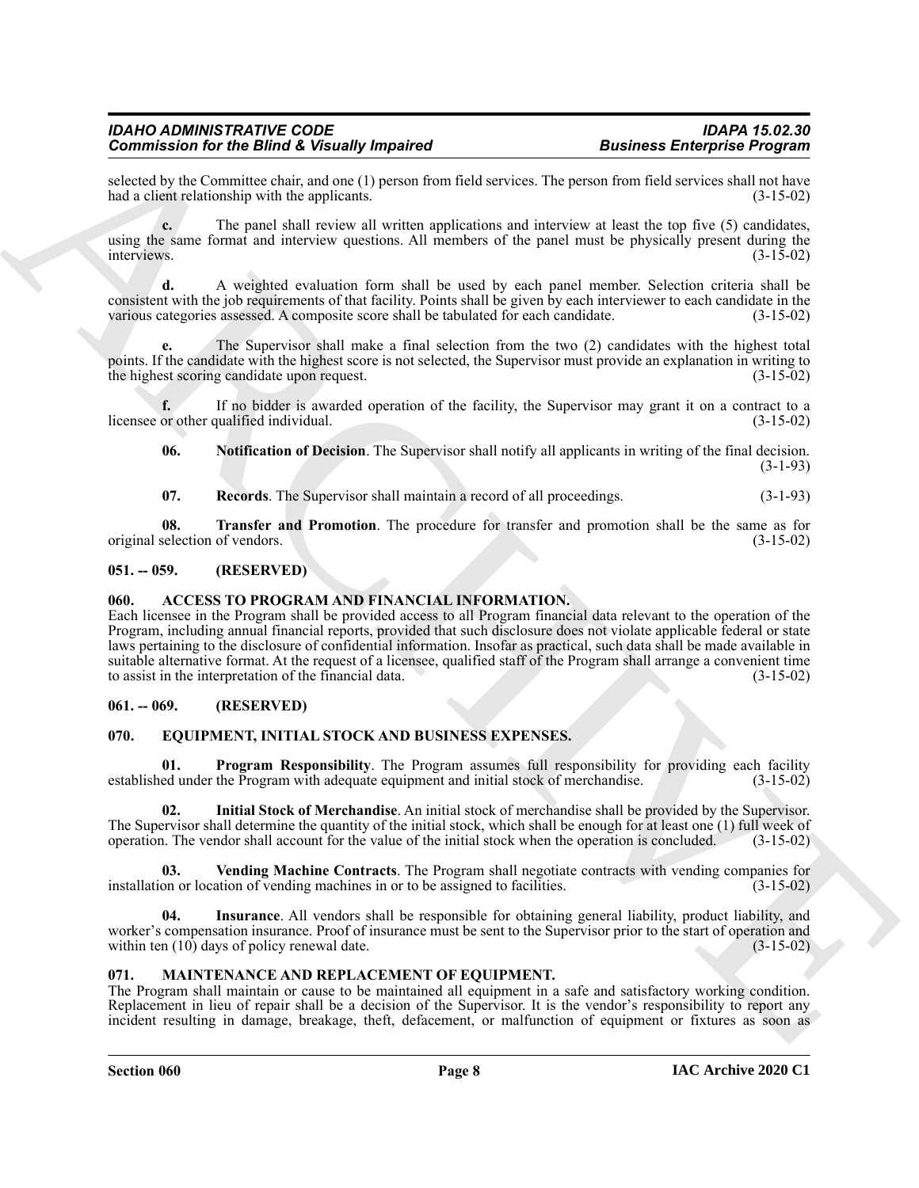selected by the Committee chair, and one (1) person from field services. The person from field services shall not have had a client relationship with the applicants. (3-15-02)

**c.** The panel shall review all written applications and interview at least the top five (5) candidates, using the same format and interview questions. All members of the panel must be physically present during the interviews. (3-15-02)

**d.** A weighted evaluation form shall be used by each panel member. Selection criteria shall be consistent with the job requirements of that facility. Points shall be given by each interviewer to each candidate in the various categories assessed. A composite score shall be tabulated for each candidate. (3-15-02)

**e.** The Supervisor shall make a final selection from the two (2) candidates with the highest total points. If the candidate with the highest score is not selected, the Supervisor must provide an explanation in writing to the highest scoring candidate upon request. (3-15-02)

**f.** If no bidder is awarded operation of the facility, the Supervisor may grant it on a contract to a licensee or other qualified individual. (3-15-02)

**06. Notification of Decision**. The Supervisor shall notify all applicants in writing of the final decision. (3-1-93)

**07. Records**. The Supervisor shall maintain a record of all proceedings. (3-1-93)

**08. Transfer and Promotion**. The procedure for transfer and promotion shall be the same as for original selection of vendors. (3-15-02)

### 051. -- 059. (RESERVED)

### 060. ACCESS TO PROGRAM AND FINANCIAL INFORMATION.

Each licensee in the Program shall be provided access to all Program financial data relevant to the operation of the Program, including annual financial reports, provided that such disclosure does not violate applicable federal or state laws pertaining to the disclosure of confidential information. Insofar as practical, such data shall be made available in suitable alternative format. At the request of a licensee, qualified staff of the Program shall arrange a convenient time to assist in the interpretation of the financial data. (3-15-02)

### 061. -- 069. (RESERVED)

### 070. EQUIPMENT, INITIAL STOCK AND BUSINESS EXPENSES.

**01. Program Responsibility**. The Program assumes full responsibility for providing each facility established under the Program with adequate equipment and initial stock of merchandise. (3-15-02)

**02. Initial Stock of Merchandise**. An initial stock of merchandise shall be provided by the Supervisor. The Supervisor shall determine the quantity of the initial stock, which shall be enough for at least one (1) full week of operation. The vendor shall account for the value of the initial stock when the operation is concluded. (3-15-02)

**03. Vending Machine Contracts**. The Program shall negotiate contracts with vending companies for installation or location of vending machines in or to be assigned to facilities. (3-15-02)

**04. Insurance**. All vendors shall be responsible for obtaining general liability, product liability, and worker's compensation insurance. Proof of insurance must be sent to the Supervisor prior to the start of operation and within ten (10) days of policy renewal date. (3-15-02)

### 071. MAINTENANCE AND REPLACEMENT OF EQUIPMENT.

The Program shall maintain or cause to be maintained all equipment in a safe and satisfactory working condition. Replacement in lieu of repair shall be a decision of the Supervisor. It is the vendor's responsibility to report any incident resulting in damage, breakage, theft, defacement, or malfunction of equipment or fixtures as soon as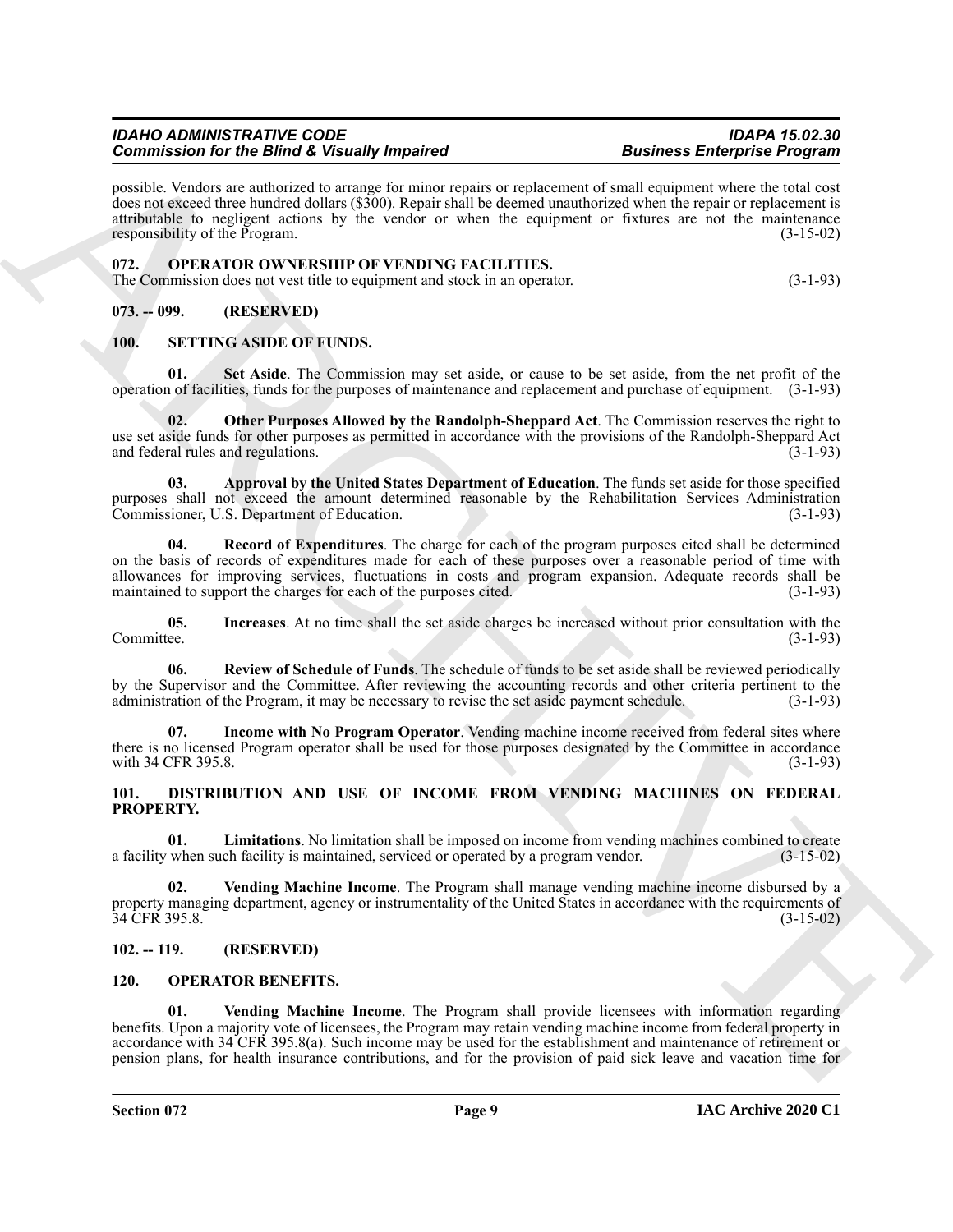possible. Vendors are authorized to arrange for minor repairs or replacement of small equipment where the total cost does not exceed three hundred dollars ($300). Repair shall be deemed unauthorized when the repair or replacement is attributable to negligent actions by the vendor or when the equipment or fixtures are not the maintenance responsibility of the Program. (3-15-02)

## 072. OPERATOR OWNERSHIP OF VENDING FACILITIES.

The Commission does not vest title to equipment and stock in an operator. (3-1-93)

## 073. -- 099. (RESERVED)

## 100. SETTING ASIDE OF FUNDS.

**01. Set Aside**. The Commission may set aside, or cause to be set aside, from the net profit of the operation of facilities, funds for the purposes of maintenance and replacement and purchase of equipment. (3-1-93)

**02. Other Purposes Allowed by the Randolph-Sheppard Act**. The Commission reserves the right to use set aside funds for other purposes as permitted in accordance with the provisions of the Randolph-Sheppard Act and federal rules and regulations. (3-1-93)

**03. Approval by the United States Department of Education**. The funds set aside for those specified purposes shall not exceed the amount determined reasonable by the Rehabilitation Services Administration Commissioner, U.S. Department of Education. (3-1-93)

**04. Record of Expenditures**. The charge for each of the program purposes cited shall be determined on the basis of records of expenditures made for each of these purposes over a reasonable period of time with allowances for improving services, fluctuations in costs and program expansion. Adequate records shall be maintained to support the charges for each of the purposes cited. (3-1-93)

**05. Increases**. At no time shall the set aside charges be increased without prior consultation with the Committee. (3-1-93)

**06. Review of Schedule of Funds**. The schedule of funds to be set aside shall be reviewed periodically by the Supervisor and the Committee. After reviewing the accounting records and other criteria pertinent to the administration of the Program, it may be necessary to revise the set aside payment schedule. (3-1-93)

**07. Income with No Program Operator**. Vending machine income received from federal sites where there is no licensed Program operator shall be used for those purposes designated by the Committee in accordance with 34 CFR 395.8. (3-1-93)

## 101. DISTRIBUTION AND USE OF INCOME FROM VENDING MACHINES ON FEDERAL PROPERTY.

**01. Limitations**. No limitation shall be imposed on income from vending machines combined to create a facility when such facility is maintained, serviced or operated by a program vendor. (3-15-02)

**02. Vending Machine Income**. The Program shall manage vending machine income disbursed by a property managing department, agency or instrumentality of the United States in accordance with the requirements of 34 CFR 395.8. (3-15-02)

## 102. -- 119. (RESERVED)

## 120. OPERATOR BENEFITS.

**01. Vending Machine Income**. The Program shall provide licensees with information regarding benefits. Upon a majority vote of licensees, the Program may retain vending machine income from federal property in accordance with 34 CFR 395.8(a). Such income may be used for the establishment and maintenance of retirement or pension plans, for health insurance contributions, and for the provision of paid sick leave and vacation time for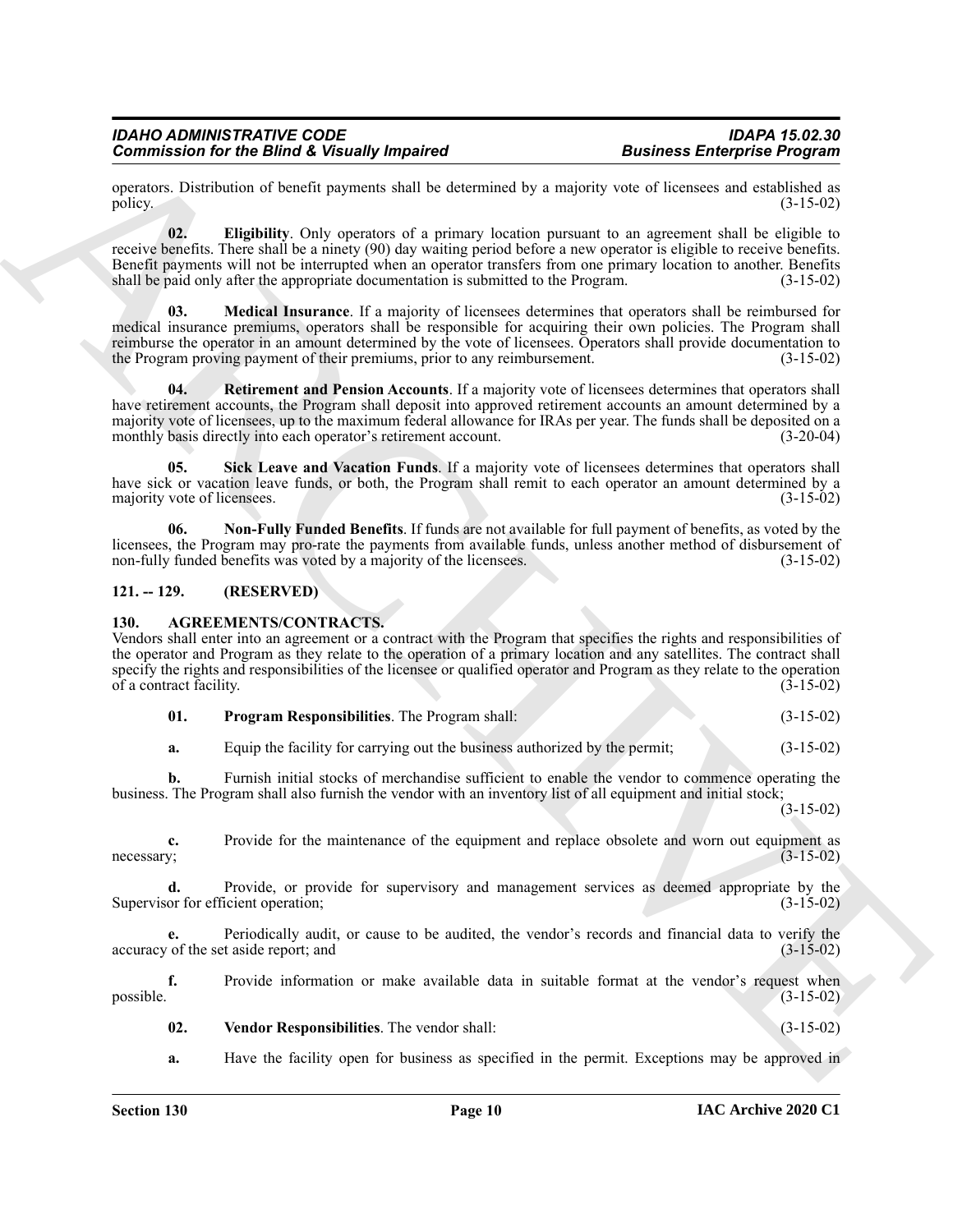operators. Distribution of benefit payments shall be determined by a majority vote of licensees and established as policy. (3-15-02)

**02. Eligibility**. Only operators of a primary location pursuant to an agreement shall be eligible to receive benefits. There shall be a ninety (90) day waiting period before a new operator is eligible to receive benefits. Benefit payments will not be interrupted when an operator transfers from one primary location to another. Benefits shall be paid only after the appropriate documentation is submitted to the Program. (3-15-02)

**03. Medical Insurance**. If a majority of licensees determines that operators shall be reimbursed for medical insurance premiums, operators shall be responsible for acquiring their own policies. The Program shall reimburse the operator in an amount determined by the vote of licensees. Operators shall provide documentation to the Program proving payment of their premiums, prior to any reimbursement. (3-15-02)

**04. Retirement and Pension Accounts**. If a majority vote of licensees determines that operators shall have retirement accounts, the Program shall deposit into approved retirement accounts an amount determined by a majority vote of licensees, up to the maximum federal allowance for IRAs per year. The funds shall be deposited on a monthly basis directly into each operator's retirement account. (3-20-04)

**05. Sick Leave and Vacation Funds**. If a majority vote of licensees determines that operators shall have sick or vacation leave funds, or both, the Program shall remit to each operator an amount determined by a majority vote of licensees. (3-15-02)

**06. Non-Fully Funded Benefits**. If funds are not available for full payment of benefits, as voted by the licensees, the Program may pro-rate the payments from available funds, unless another method of disbursement of non-fully funded benefits was voted by a majority of the licensees. (3-15-02)

## 121. -- 129. (RESERVED)

## 130. AGREEMENTS/CONTRACTS.

Vendors shall enter into an agreement or a contract with the Program that specifies the rights and responsibilities of the operator and Program as they relate to the operation of a primary location and any satellites. The contract shall specify the rights and responsibilities of the licensee or qualified operator and Program as they relate to the operation of a contract facility. (3-15-02)

**01. Program Responsibilities**. The Program shall: (3-15-02)

**a.** Equip the facility for carrying out the business authorized by the permit; (3-15-02)

**b.** Furnish initial stocks of merchandise sufficient to enable the vendor to commence operating the business. The Program shall also furnish the vendor with an inventory list of all equipment and initial stock; (3-15-02)

**c.** Provide for the maintenance of the equipment and replace obsolete and worn out equipment as necessary; (3-15-02)

**d.** Provide, or provide for supervisory and management services as deemed appropriate by the Supervisor for efficient operation; (3-15-02)

**e.** Periodically audit, or cause to be audited, the vendor's records and financial data to verify the accuracy of the set aside report; and (3-15-02)

**f.** Provide information or make available data in suitable format at the vendor's request when possible. (3-15-02)

**02. Vendor Responsibilities**. The vendor shall: (3-15-02)

**a.** Have the facility open for business as specified in the permit. Exceptions may be approved in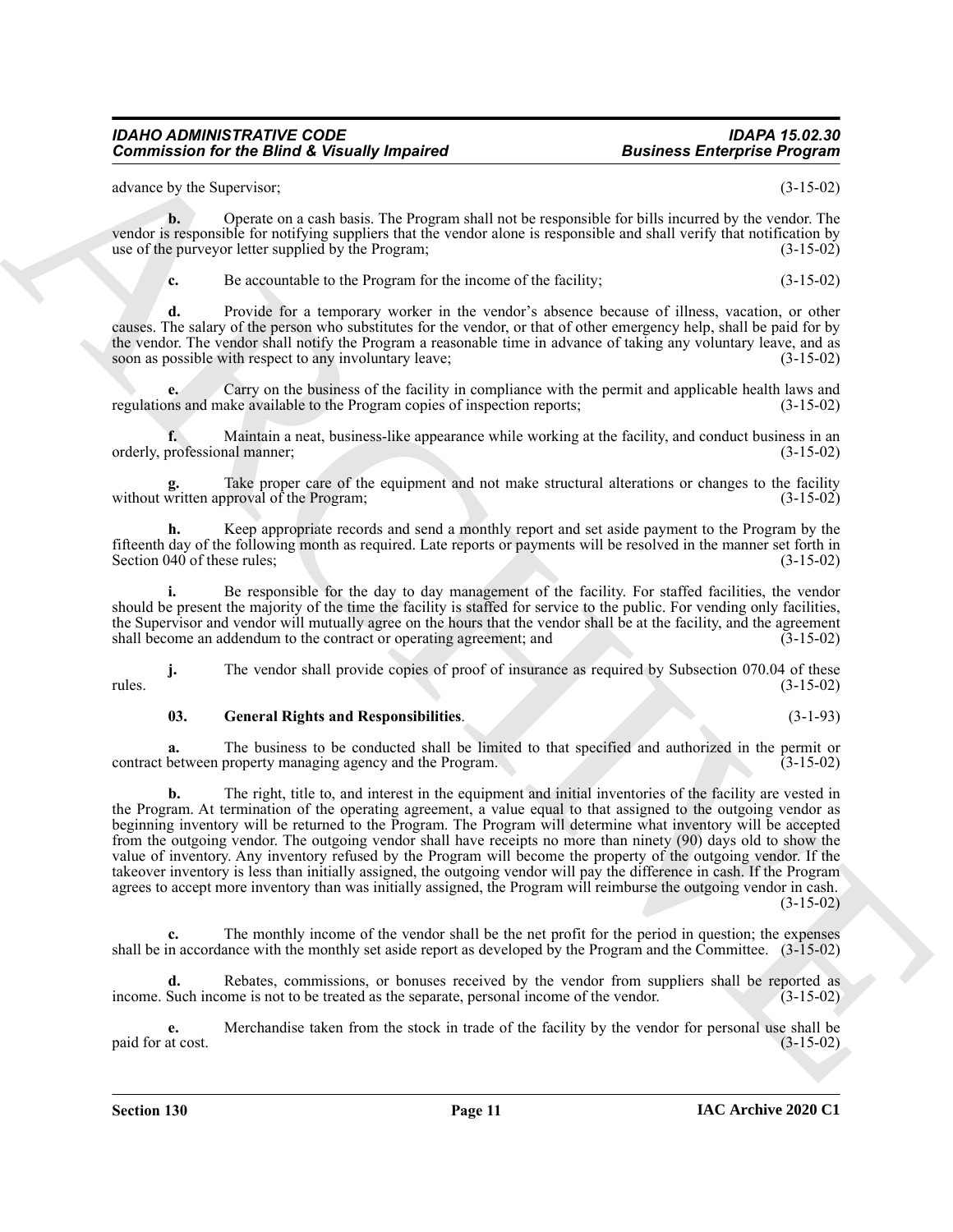advance by the Supervisor; (3-15-02)

**b.** Operate on a cash basis. The Program shall not be responsible for bills incurred by the vendor. The vendor is responsible for notifying suppliers that the vendor alone is responsible and shall verify that notification by use of the purveyor letter supplied by the Program; (3-15-02)

**c.** Be accountable to the Program for the income of the facility; (3-15-02)

**d.** Provide for a temporary worker in the vendor's absence because of illness, vacation, or other causes. The salary of the person who substitutes for the vendor, or that of other emergency help, shall be paid for by the vendor. The vendor shall notify the Program a reasonable time in advance of taking any voluntary leave, and as soon as possible with respect to any involuntary leave; (3-15-02)

**e.** Carry on the business of the facility in compliance with the permit and applicable health laws and regulations and make available to the Program copies of inspection reports; (3-15-02)

**f.** Maintain a neat, business-like appearance while working at the facility, and conduct business in an orderly, professional manner; (3-15-02)

**g.** Take proper care of the equipment and not make structural alterations or changes to the facility without written approval of the Program; (3-15-02)

**h.** Keep appropriate records and send a monthly report and set aside payment to the Program by the fifteenth day of the following month as required. Late reports or payments will be resolved in the manner set forth in Section 040 of these rules; (3-15-02)

**i.** Be responsible for the day to day management of the facility. For staffed facilities, the vendor should be present the majority of the time the facility is staffed for service to the public. For vending only facilities, the Supervisor and vendor will mutually agree on the hours that the vendor shall be at the facility, and the agreement shall become an addendum to the contract or operating agreement; and (3-15-02)

**j.** The vendor shall provide copies of proof of insurance as required by Subsection 070.04 of these rules. (3-15-02)

**03. General Rights and Responsibilities**. (3-1-93)

**a.** The business to be conducted shall be limited to that specified and authorized in the permit or contract between property managing agency and the Program. (3-15-02)

**b.** The right, title to, and interest in the equipment and initial inventories of the facility are vested in the Program. At termination of the operating agreement, a value equal to that assigned to the outgoing vendor as beginning inventory will be returned to the Program. The Program will determine what inventory will be accepted from the outgoing vendor. The outgoing vendor shall have receipts no more than ninety (90) days old to show the value of inventory. Any inventory refused by the Program will become the property of the outgoing vendor. If the takeover inventory is less than initially assigned, the outgoing vendor will pay the difference in cash. If the Program agrees to accept more inventory than was initially assigned, the Program will reimburse the outgoing vendor in cash. (3-15-02)

**c.** The monthly income of the vendor shall be the net profit for the period in question; the expenses shall be in accordance with the monthly set aside report as developed by the Program and the Committee. (3-15-02)

**d.** Rebates, commissions, or bonuses received by the vendor from suppliers shall be reported as income. Such income is not to be treated as the separate, personal income of the vendor. (3-15-02)

**e.** Merchandise taken from the stock in trade of the facility by the vendor for personal use shall be paid for at cost. (3-15-02)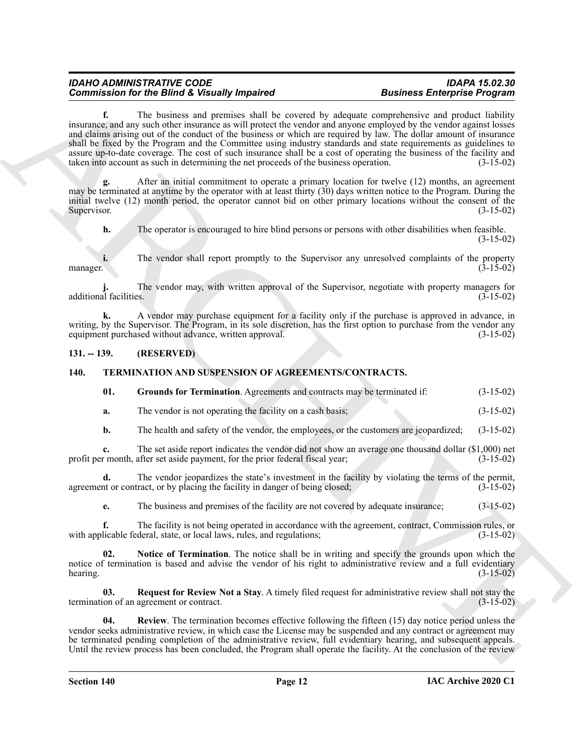**f.** The business and premises shall be covered by adequate comprehensive and product liability insurance, and any such other insurance as will protect the vendor and anyone employed by the vendor against losses and claims arising out of the conduct of the business or which are required by law. The dollar amount of insurance shall be fixed by the Program and the Committee using industry standards and state requirements as guidelines to assure up-to-date coverage. The cost of such insurance shall be a cost of operating the business of the facility and taken into account as such in determining the net proceeds of the business operation. (3-15-02)

**g.** After an initial commitment to operate a primary location for twelve (12) months, an agreement may be terminated at anytime by the operator with at least thirty (30) days written notice to the Program. During the initial twelve (12) month period, the operator cannot bid on other primary locations without the consent of the Supervisor. (3-15-02)

**h.** The operator is encouraged to hire blind persons or persons with other disabilities when feasible. (3-15-02)

**i.** The vendor shall report promptly to the Supervisor any unresolved complaints of the property manager. (3-15-02)

**j.** The vendor may, with written approval of the Supervisor, negotiate with property managers for additional facilities. (3-15-02)

**k.** A vendor may purchase equipment for a facility only if the purchase is approved in advance, in writing, by the Supervisor. The Program, in its sole discretion, has the first option to purchase from the vendor any equipment purchased without advance, written approval. (3-15-02)

## 131. -- 139. (RESERVED)

## 140. TERMINATION AND SUSPENSION OF AGREEMENTS/CONTRACTS.

**01. Grounds for Termination**. Agreements and contracts may be terminated if: (3-15-02)

**a.** The vendor is not operating the facility on a cash basis; (3-15-02)

**b.** The health and safety of the vendor, the employees, or the customers are jeopardized; (3-15-02)

**c.** The set aside report indicates the vendor did not show an average one thousand dollar ($1,000) net profit per month, after set aside payment, for the prior federal fiscal year; (3-15-02)

**d.** The vendor jeopardizes the state's investment in the facility by violating the terms of the permit, agreement or contract, or by placing the facility in danger of being closed; (3-15-02)

**e.** The business and premises of the facility are not covered by adequate insurance; (3-15-02)

**f.** The facility is not being operated in accordance with the agreement, contract, Commission rules, or with applicable federal, state, or local laws, rules, and regulations; (3-15-02)

**02. Notice of Termination**. The notice shall be in writing and specify the grounds upon which the notice of termination is based and advise the vendor of his right to administrative review and a full evidentiary hearing. (3-15-02)

**03. Request for Review Not a Stay**. A timely filed request for administrative review shall not stay the termination of an agreement or contract. (3-15-02)

**04. Review**. The termination becomes effective following the fifteen (15) day notice period unless the vendor seeks administrative review, in which case the License may be suspended and any contract or agreement may be terminated pending completion of the administrative review, full evidentiary hearing, and subsequent appeals. Until the review process has been concluded, the Program shall operate the facility. At the conclusion of the review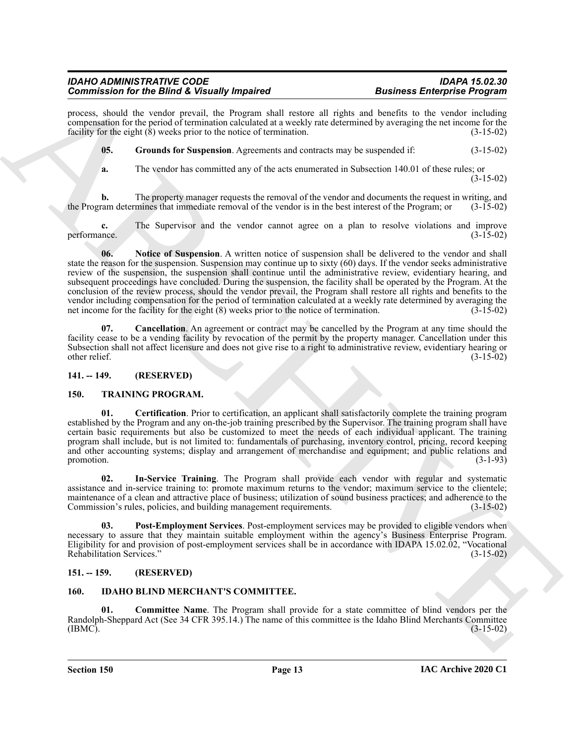process, should the vendor prevail, the Program shall restore all rights and benefits to the vendor including compensation for the period of termination calculated at a weekly rate determined by averaging the net income for the facility for the eight (8) weeks prior to the notice of termination. (3-15-02)

**05. Grounds for Suspension**. Agreements and contracts may be suspended if: (3-15-02)

**a.** The vendor has committed any of the acts enumerated in Subsection 140.01 of these rules; or (3-15-02)

**b.** The property manager requests the removal of the vendor and documents the request in writing, and the Program determines that immediate removal of the vendor is in the best interest of the Program; or (3-15-02)

**c.** The Supervisor and the vendor cannot agree on a plan to resolve violations and improve performance. (3-15-02)

**06. Notice of Suspension**. A written notice of suspension shall be delivered to the vendor and shall state the reason for the suspension. Suspension may continue up to sixty (60) days. If the vendor seeks administrative review of the suspension, the suspension shall continue until the administrative review, evidentiary hearing, and subsequent proceedings have concluded. During the suspension, the facility shall be operated by the Program. At the conclusion of the review process, should the vendor prevail, the Program shall restore all rights and benefits to the vendor including compensation for the period of termination calculated at a weekly rate determined by averaging the net income for the facility for the eight (8) weeks prior to the notice of termination. (3-15-02)

**07. Cancellation**. An agreement or contract may be cancelled by the Program at any time should the facility cease to be a vending facility by revocation of the permit by the property manager. Cancellation under this Subsection shall not affect licensure and does not give rise to a right to administrative review, evidentiary hearing or other relief. (3-15-02)

## 141. -- 149. (RESERVED)

## 150. TRAINING PROGRAM.

**01. Certification**. Prior to certification, an applicant shall satisfactorily complete the training program established by the Program and any on-the-job training prescribed by the Supervisor. The training program shall have certain basic requirements but also be customized to meet the needs of each individual applicant. The training program shall include, but is not limited to: fundamentals of purchasing, inventory control, pricing, record keeping and other accounting systems; display and arrangement of merchandise and equipment; and public relations and promotion. (3-1-93)

**02. In-Service Training**. The Program shall provide each vendor with regular and systematic assistance and in-service training to: promote maximum returns to the vendor; maximum service to the clientele; maintenance of a clean and attractive place of business; utilization of sound business practices; and adherence to the Commission's rules, policies, and building management requirements. (3-15-02)

**03. Post-Employment Services**. Post-employment services may be provided to eligible vendors when necessary to assure that they maintain suitable employment within the agency's Business Enterprise Program. Eligibility for and provision of post-employment services shall be in accordance with IDAPA 15.02.02, "Vocational Rehabilitation Services." (3-15-02)

## 151. -- 159. (RESERVED)

## 160. IDAHO BLIND MERCHANT'S COMMITTEE.

**01. Committee Name**. The Program shall provide for a state committee of blind vendors per the Randolph-Sheppard Act (See 34 CFR 395.14.) The name of this committee is the Idaho Blind Merchants Committee (IBMC). (3-15-02)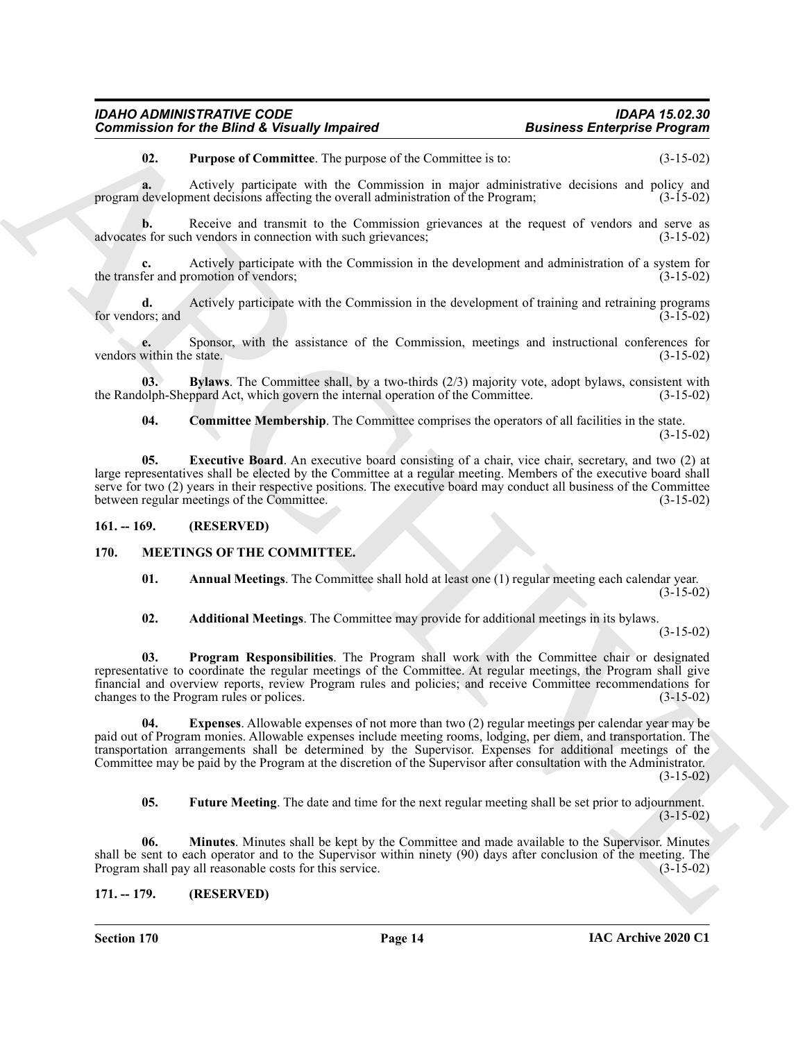**02. Purpose of Committee**. The purpose of the Committee is to: (3-15-02)

**a.** Actively participate with the Commission in major administrative decisions and policy and program development decisions affecting the overall administration of the Program; (3-15-02)

**b.** Receive and transmit to the Commission grievances at the request of vendors and serve as advocates for such vendors in connection with such grievances; (3-15-02)

**c.** Actively participate with the Commission in the development and administration of a system for the transfer and promotion of vendors; (3-15-02)

**d.** Actively participate with the Commission in the development of training and retraining programs for vendors; and (3-15-02)

**e.** Sponsor, with the assistance of the Commission, meetings and instructional conferences for vendors within the state. (3-15-02)

**03. Bylaws**. The Committee shall, by a two-thirds (2/3) majority vote, adopt bylaws, consistent with the Randolph-Sheppard Act, which govern the internal operation of the Committee. (3-15-02)

**04. Committee Membership**. The Committee comprises the operators of all facilities in the state. (3-15-02)

**05. Executive Board**. An executive board consisting of a chair, vice chair, secretary, and two (2) at large representatives shall be elected by the Committee at a regular meeting. Members of the executive board shall serve for two (2) years in their respective positions. The executive board may conduct all business of the Committee between regular meetings of the Committee. (3-15-02)

## 161. -- 169. (RESERVED)

## 170. MEETINGS OF THE COMMITTEE.

**01. Annual Meetings**. The Committee shall hold at least one (1) regular meeting each calendar year. (3-15-02)

**02. Additional Meetings**. The Committee may provide for additional meetings in its bylaws. (3-15-02)

**03. Program Responsibilities**. The Program shall work with the Committee chair or designated representative to coordinate the regular meetings of the Committee. At regular meetings, the Program shall give financial and overview reports, review Program rules and policies; and receive Committee recommendations for changes to the Program rules or polices. (3-15-02)

**04. Expenses**. Allowable expenses of not more than two (2) regular meetings per calendar year may be paid out of Program monies. Allowable expenses include meeting rooms, lodging, per diem, and transportation. The transportation arrangements shall be determined by the Supervisor. Expenses for additional meetings of the Committee may be paid by the Program at the discretion of the Supervisor after consultation with the Administrator. (3-15-02)

**05. Future Meeting**. The date and time for the next regular meeting shall be set prior to adjournment. (3-15-02)

**06. Minutes**. Minutes shall be kept by the Committee and made available to the Supervisor. Minutes shall be sent to each operator and to the Supervisor within ninety (90) days after conclusion of the meeting. The Program shall pay all reasonable costs for this service. (3-15-02)

## 171. -- 179. (RESERVED)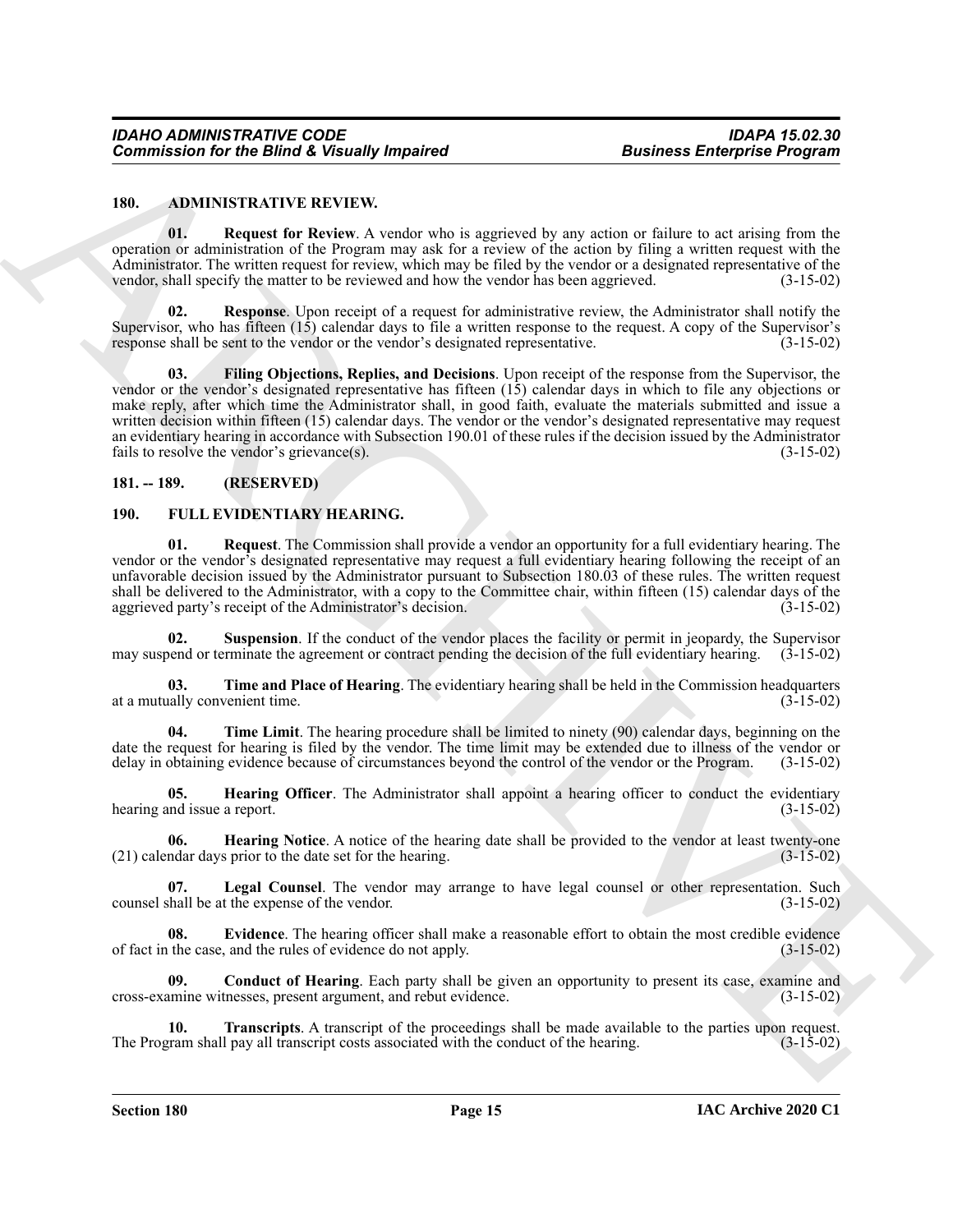## 180. ADMINISTRATIVE REVIEW.

**01. Request for Review**. A vendor who is aggrieved by any action or failure to act arising from the operation or administration of the Program may ask for a review of the action by filing a written request with the Administrator. The written request for review, which may be filed by the vendor or a designated representative of the vendor, shall specify the matter to be reviewed and how the vendor has been aggrieved. (3-15-02)

**02. Response**. Upon receipt of a request for administrative review, the Administrator shall notify the Supervisor, who has fifteen (15) calendar days to file a written response to the request. A copy of the Supervisor's response shall be sent to the vendor or the vendor's designated representative. (3-15-02)

**03. Filing Objections, Replies, and Decisions**. Upon receipt of the response from the Supervisor, the vendor or the vendor's designated representative has fifteen (15) calendar days in which to file any objections or make reply, after which time the Administrator shall, in good faith, evaluate the materials submitted and issue a written decision within fifteen (15) calendar days. The vendor or the vendor's designated representative may request an evidentiary hearing in accordance with Subsection 190.01 of these rules if the decision issued by the Administrator fails to resolve the vendor's grievance(s). (3-15-02)

## 181. -- 189. (RESERVED)

## 190. FULL EVIDENTIARY HEARING.

**01. Request**. The Commission shall provide a vendor an opportunity for a full evidentiary hearing. The vendor or the vendor's designated representative may request a full evidentiary hearing following the receipt of an unfavorable decision issued by the Administrator pursuant to Subsection 180.03 of these rules. The written request shall be delivered to the Administrator, with a copy to the Committee chair, within fifteen (15) calendar days of the aggrieved party's receipt of the Administrator's decision. (3-15-02)

**02. Suspension**. If the conduct of the vendor places the facility or permit in jeopardy, the Supervisor may suspend or terminate the agreement or contract pending the decision of the full evidentiary hearing. (3-15-02)

**03. Time and Place of Hearing**. The evidentiary hearing shall be held in the Commission headquarters at a mutually convenient time. (3-15-02)

**04. Time Limit**. The hearing procedure shall be limited to ninety (90) calendar days, beginning on the date the request for hearing is filed by the vendor. The time limit may be extended due to illness of the vendor or delay in obtaining evidence because of circumstances beyond the control of the vendor or the Program. (3-15-02)

**05. Hearing Officer**. The Administrator shall appoint a hearing officer to conduct the evidentiary hearing and issue a report. (3-15-02)

**06. Hearing Notice**. A notice of the hearing date shall be provided to the vendor at least twenty-one (21) calendar days prior to the date set for the hearing. (3-15-02)

**07. Legal Counsel**. The vendor may arrange to have legal counsel or other representation. Such counsel shall be at the expense of the vendor. (3-15-02)

**08. Evidence**. The hearing officer shall make a reasonable effort to obtain the most credible evidence of fact in the case, and the rules of evidence do not apply. (3-15-02)

**09. Conduct of Hearing**. Each party shall be given an opportunity to present its case, examine and cross-examine witnesses, present argument, and rebut evidence. (3-15-02)

**10. Transcripts**. A transcript of the proceedings shall be made available to the parties upon request. The Program shall pay all transcript costs associated with the conduct of the hearing. (3-15-02)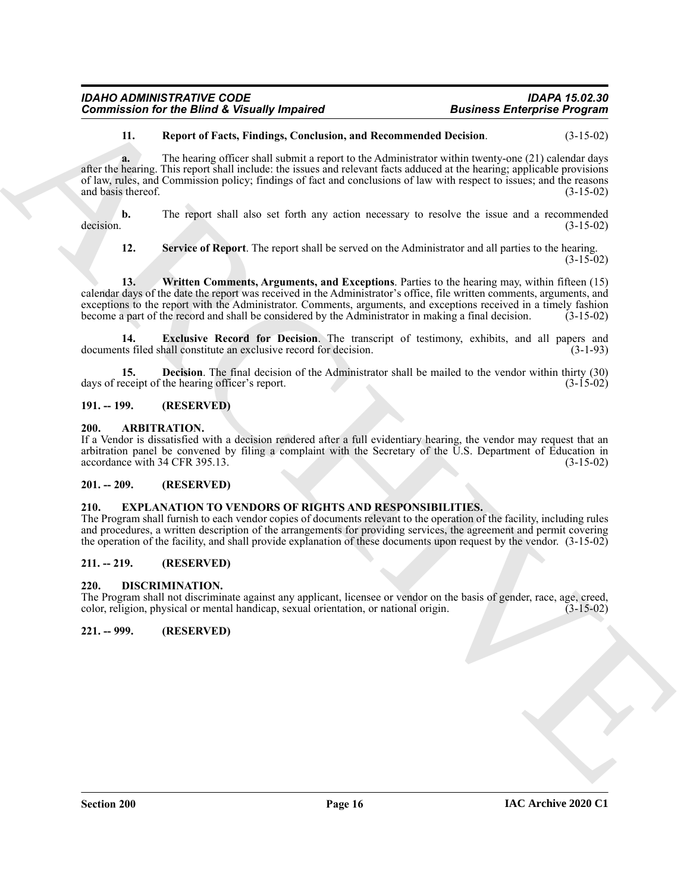**11. Report of Facts, Findings, Conclusion, and Recommended Decision**. (3-15-02)

**a.** The hearing officer shall submit a report to the Administrator within twenty-one (21) calendar days after the hearing. This report shall include: the issues and relevant facts adduced at the hearing; applicable provisions of law, rules, and Commission policy; findings of fact and conclusions of law with respect to issues; and the reasons and basis thereof. (3-15-02)

**b.** The report shall also set forth any action necessary to resolve the issue and a recommended decision. (3-15-02)

**12. Service of Report**. The report shall be served on the Administrator and all parties to the hearing. (3-15-02)

**13. Written Comments, Arguments, and Exceptions**. Parties to the hearing may, within fifteen (15) calendar days of the date the report was received in the Administrator's office, file written comments, arguments, and exceptions to the report with the Administrator. Comments, arguments, and exceptions received in a timely fashion become a part of the record and shall be considered by the Administrator in making a final decision. (3-15-02)

**14. Exclusive Record for Decision**. The transcript of testimony, exhibits, and all papers and documents filed shall constitute an exclusive record for decision. (3-1-93)

**15. Decision**. The final decision of the Administrator shall be mailed to the vendor within thirty (30) days of receipt of the hearing officer's report. (3-15-02)

### 191. -- 199. (RESERVED)

### 200. ARBITRATION.

If a Vendor is dissatisfied with a decision rendered after a full evidentiary hearing, the vendor may request that an arbitration panel be convened by filing a complaint with the Secretary of the U.S. Department of Education in accordance with 34 CFR 395.13. (3-15-02)

### 201. -- 209. (RESERVED)

### 210. EXPLANATION TO VENDORS OF RIGHTS AND RESPONSIBILITIES.

The Program shall furnish to each vendor copies of documents relevant to the operation of the facility, including rules and procedures, a written description of the arrangements for providing services, the agreement and permit covering the operation of the facility, and shall provide explanation of these documents upon request by the vendor. (3-15-02)

### 211. -- 219. (RESERVED)

### 220. DISCRIMINATION.

The Program shall not discriminate against any applicant, licensee or vendor on the basis of gender, race, age, creed, color, religion, physical or mental handicap, sexual orientation, or national origin. (3-15-02)

### 221. -- 999. (RESERVED)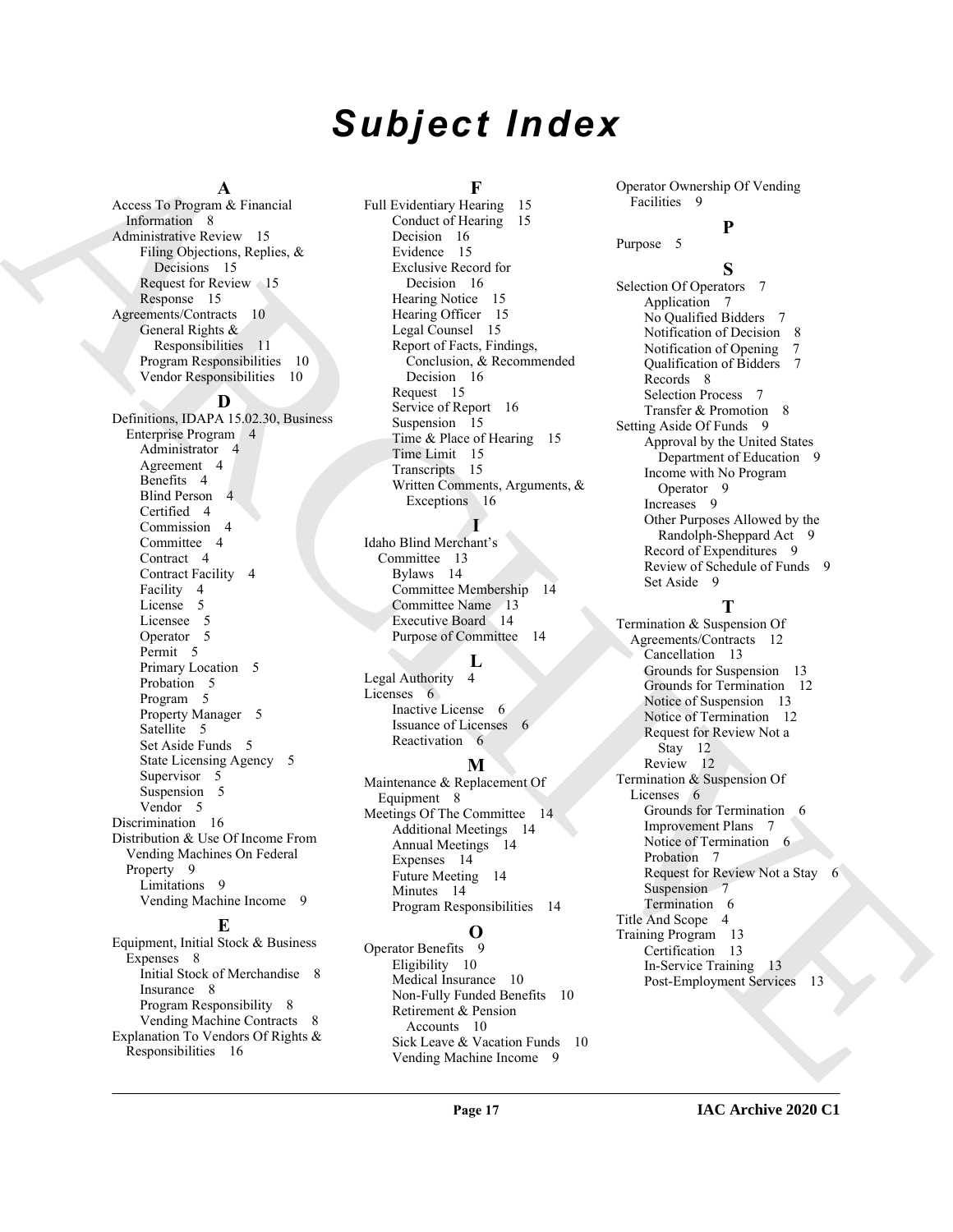# Subject Index

**A**

Access To Program & Financial Information 8
Administrative Review 15
- Filing Objections, Replies, & Decisions 15
- Request for Review 15
- Response 15

Agreements/Contracts 10
- General Rights & Responsibilities 11
- Program Responsibilities 10
- Vendor Responsibilities 10

**D**

Definitions, IDAPA 15.02.30, Business Enterprise Program 4
- Administrator 4
- Agreement 4
- Benefits 4
- Blind Person 4
- Certified 4
- Commission 4
- Committee 4
- Contract 4
- Contract Facility 4
- Facility 4
- License 5
- Licensee 5
- Operator 5
- Permit 5
- Primary Location 5
- Probation 5
- Program 5
- Property Manager 5
- Satellite 5
- Set Aside Funds 5
- State Licensing Agency 5
- Supervisor 5
- Suspension 5
- Vendor 5

Discrimination 16
Distribution & Use Of Income From Vending Machines On Federal Property 9
- Limitations 9
- Vending Machine Income 9

**E**

Equipment, Initial Stock & Business Expenses 8
- Initial Stock of Merchandise 8
- Insurance 8
- Program Responsibility 8
- Vending Machine Contracts 8

Explanation To Vendors Of Rights & Responsibilities 16

**F**

Full Evidentiary Hearing 15
- Conduct of Hearing 15
- Decision 16
- Evidence 15
- Exclusive Record for Decision 16
- Hearing Notice 15
- Hearing Officer 15
- Legal Counsel 15
- Report of Facts, Findings, Conclusion, & Recommended Decision 16
- Request 15
- Service of Report 16
- Suspension 15
- Time & Place of Hearing 15
- Time Limit 15
- Transcripts 15
- Written Comments, Arguments, & Exceptions 16

**I**

Idaho Blind Merchant's Committee 13
- Bylaws 14
- Committee Membership 14
- Committee Name 13
- Executive Board 14
- Purpose of Committee 14

**L**

Legal Authority 4
Licenses 6
- Inactive License 6
- Issuance of Licenses 6
- Reactivation 6

**M**

Maintenance & Replacement Of Equipment 8
Meetings Of The Committee 14
- Additional Meetings 14
- Annual Meetings 14
- Expenses 14
- Future Meeting 14
- Minutes 14
- Program Responsibilities 14

**O**

Operator Benefits 9
- Eligibility 10
- Medical Insurance 10
- Non-Fully Funded Benefits 10
- Retirement & Pension Accounts 10
- Sick Leave & Vacation Funds 10
- Vending Machine Income 9

Operator Ownership Of Vending Facilities 9

**P**

Purpose 5

**S**

Selection Of Operators 7
- Application 7
- No Qualified Bidders 7
- Notification of Decision 8
- Notification of Opening 7
- Qualification of Bidders 7
- Records 8
- Selection Process 7
- Transfer & Promotion 8

Setting Aside Of Funds 9
- Approval by the United States Department of Education 9
- Income with No Program Operator 9
- Increases 9
- Other Purposes Allowed by the Randolph-Sheppard Act 9
- Record of Expenditures 9
- Review of Schedule of Funds 9
- Set Aside 9

**T**

Termination & Suspension Of Agreements/Contracts 12
- Cancellation 13
- Grounds for Suspension 13
- Grounds for Termination 12
- Notice of Suspension 13
- Notice of Termination 12
- Request for Review Not a Stay 12
- Review 12

Termination & Suspension Of Licenses 6
- Grounds for Termination 6
- Improvement Plans 7
- Notice of Termination 6
- Probation 7
- Request for Review Not a Stay 6
- Suspension 7
- Termination 6

Title And Scope 4
Training Program 13
- Certification 13
- In-Service Training 13
- Post-Employment Services 13